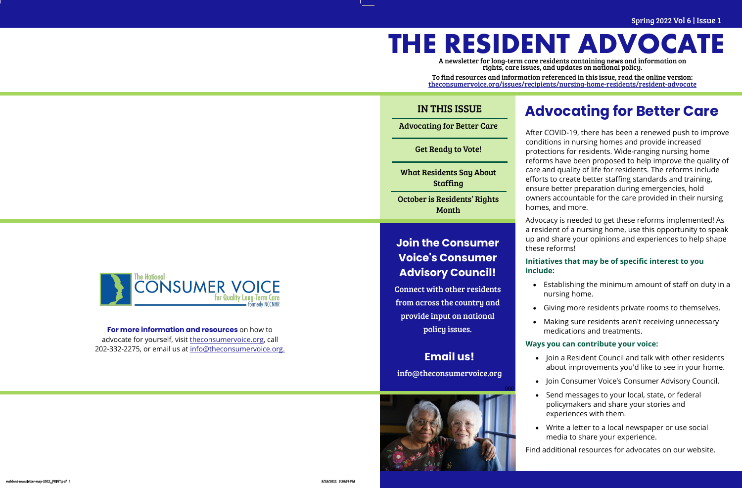# THE RESIDENT ADVOCATE

Spring 2022 Vol 6 | Issue 1

A newsletter for long-term care residents containing news and information on rights, care issues, and updates on national policy.

To find resources and information referenced in this issue, read the online version: theconsumervoice.org/issues/recipients/nursing-home-residents/resident-advocate

## IN THIS ISSUE

- Advocating for Better Care
- Get Ready to Vote!
- What Residents Say About Staffing
- October is Residents' Rights Month

## Advocating for Better Care

After COVID-19, there has been a renewed push to improve conditions in nursing homes and provide increased protections for residents. Wide-ranging nursing home reforms have been proposed to help improve the quality of care and quality of life for residents. The reforms include efforts to create better staffing standards and training, ensure better preparation during emergencies, hold owners accountable for the care provided in their nursing homes, and more.

Advocacy is needed to get these reforms implemented! As a resident of a nursing home, use this opportunity to speak up and share your opinions and experiences to help shape these reforms!

**Initiatives that may be of specific interest to you include:**

- Establishing the minimum amount of staff on duty in a nursing home.
- Giving more residents private rooms to themselves.
- Making sure residents aren't receiving unnecessary medications and treatments.

**Ways you can contribute your voice:**

- Join a Resident Council and talk with other residents about improvements you'd like to see in your home.
- Join Consumer Voice's Consumer Advisory Council.
- Send messages to your local, state, or federal policymakers and share your stories and experiences with them.
- Write a letter to a local newspaper or use social media to share your experience.

Find additional resources for advocates on our website.

## Join the Consumer Voice's Consumer Advisory Council!

Connect with other residents from across the country and provide input on national policy issues.

**Email us!**

info@theconsumervoice.org

The National Consumer Voice for Quality Long-Term Care, formerly NCCNHR

**For more information and resources** on how to advocate for yourself, visit theconsumervoice.org, call 202-332-2275, or email us at info@theconsumervoice.org.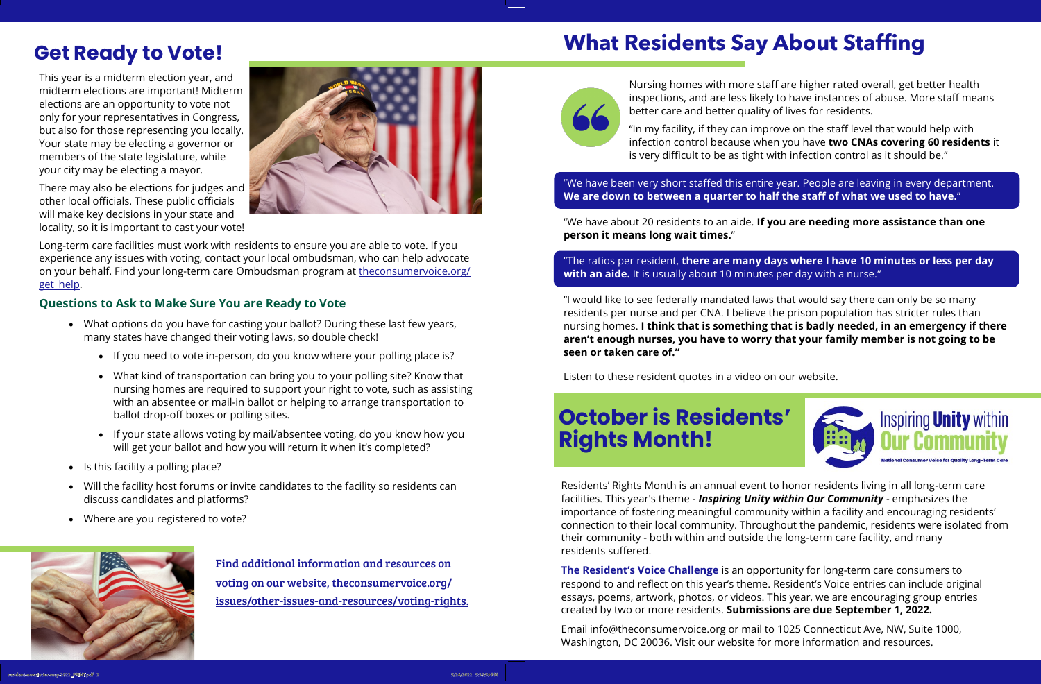# Get Ready to Vote!

This year is a midterm election year, and midterm elections are important! Midterm elections are an opportunity to vote not only for your representatives in Congress, but also for those representing you locally. Your state may be electing a governor or members of the state legislature, while your city may be electing a mayor.

There may also be elections for judges and other local officials. These public officials will make key decisions in your state and locality, so it is important to cast your vote!

Long-term care facilities must work with residents to ensure you are able to vote. If you experience any issues with voting, contact your local ombudsman, who can help advocate on your behalf. Find your long-term care Ombudsman program at theconsumervoice.org/get_help.

### Questions to Ask to Make Sure You are Ready to Vote

- What options do you have for casting your ballot? During these last few years, many states have changed their voting laws, so double check!
  - If you need to vote in-person, do you know where your polling place is?
  - What kind of transportation can bring you to your polling site? Know that nursing homes are required to support your right to vote, such as assisting with an absentee or mail-in ballot or helping to arrange transportation to ballot drop-off boxes or polling sites.
  - If your state allows voting by mail/absentee voting, do you know how you will get your ballot and how you will return it when it's completed?
- Is this facility a polling place?
- Will the facility host forums or invite candidates to the facility so residents can discuss candidates and platforms?
- Where are you registered to vote?

**Find additional information and resources on voting on our website, theconsumervoice.org/issues/other-issues-and-resources/voting-rights.**

# What Residents Say About Staffing

Nursing homes with more staff are higher rated overall, get better health inspections, and are less likely to have instances of abuse. More staff means better care and better quality of lives for residents.

"In my facility, if they can improve on the staff level that would help with infection control because when you have **two CNAs covering 60 residents** it is very difficult to be as tight with infection control as it should be."

"We have been very short staffed this entire year. People are leaving in every department. **We are down to between a quarter to half the staff of what we used to have.**"

"We have about 20 residents to an aide. **If you are needing more assistance than one person it means long wait times.**"

"The ratios per resident, **there are many days where I have 10 minutes or less per day with an aide.** It is usually about 10 minutes per day with a nurse."

"I would like to see federally mandated laws that would say there can only be so many residents per nurse and per CNA. I believe the prison population has stricter rules than nursing homes. **I think that is something that is badly needed, in an emergency if there aren't enough nurses, you have to worry that your family member is not going to be seen or taken care of.**"

Listen to these resident quotes in a video on our website.

# October is Residents' Rights Month!

Inspiring **Unity** within Our Community

National Consumer Voice for Quality Long-Term Care

Residents' Rights Month is an annual event to honor residents living in all long-term care facilities. This year's theme - ***Inspiring Unity within Our Community*** - emphasizes the importance of fostering meaningful community within a facility and encouraging residents' connection to their local community. Throughout the pandemic, residents were isolated from their community - both within and outside the long-term care facility, and many residents suffered.

**The Resident's Voice Challenge** is an opportunity for long-term care consumers to respond to and reflect on this year's theme. Resident's Voice entries can include original essays, poems, artwork, photos, or videos. This year, we are encouraging group entries created by two or more residents. **Submissions are due September 1, 2022.**

Email info@theconsumervoice.org or mail to 1025 Connecticut Ave, NW, Suite 1000, Washington, DC 20036. Visit our website for more information and resources.